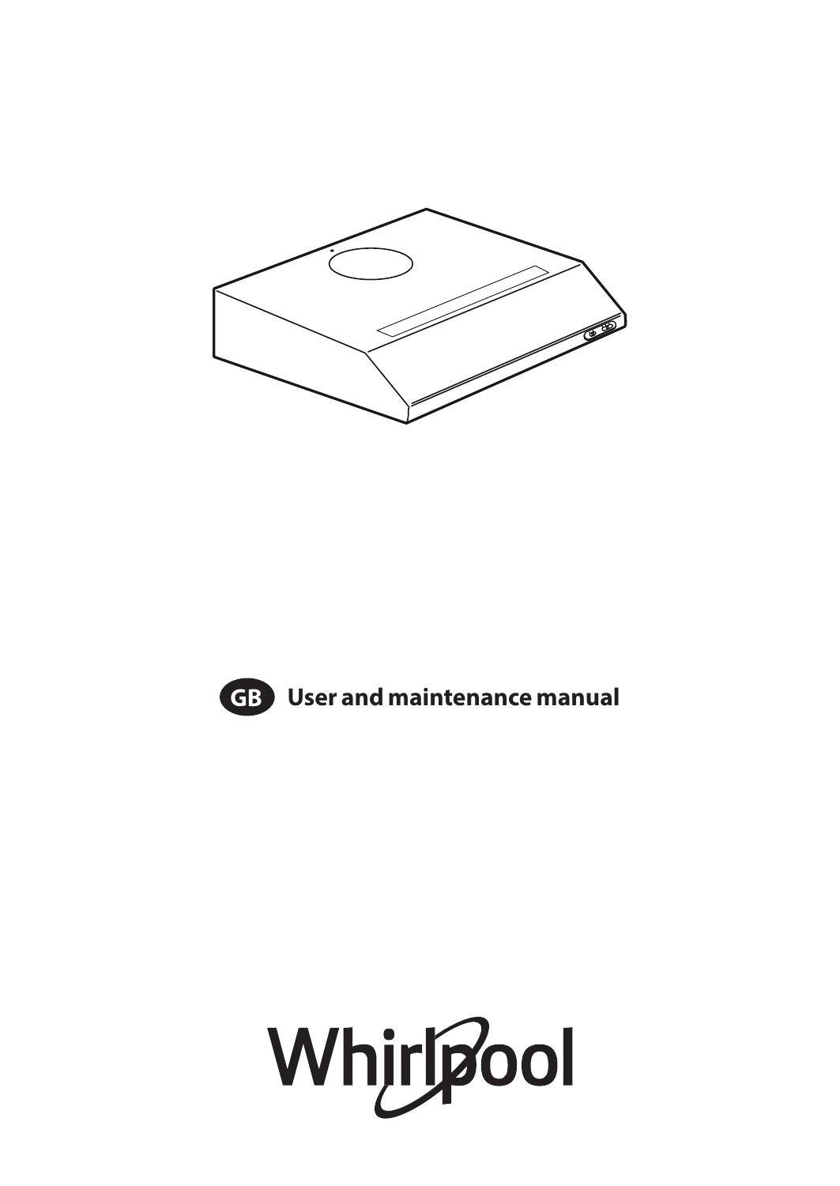GB **User and maintenance manual**

Whirlpool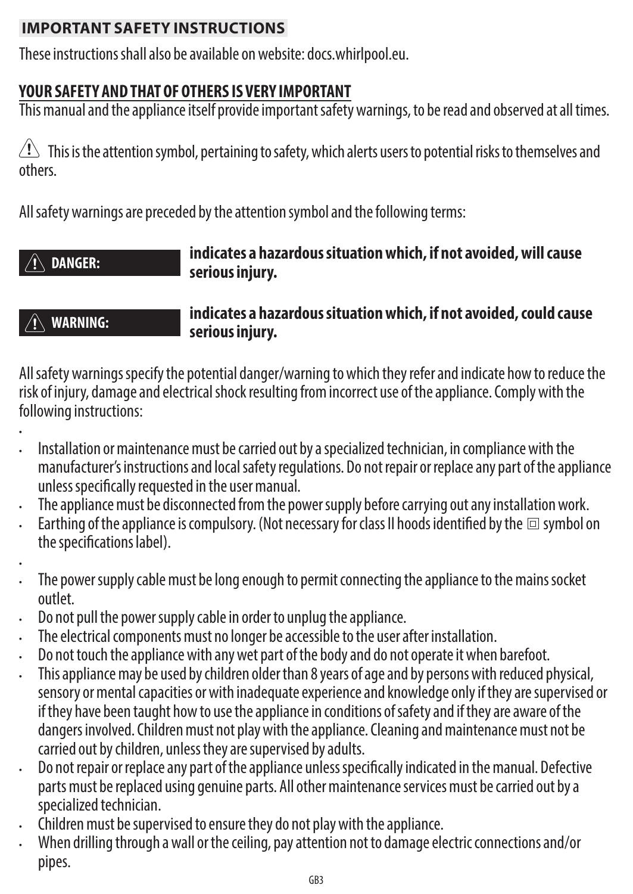## IMPORTANT SAFETY INSTRUCTIONS

These instructions shall also be available on website: docs.whirlpool.eu.

**YOUR SAFETY AND THAT OF OTHERS IS VERY IMPORTANT**

This manual and the appliance itself provide important safety warnings, to be read and observed at all times.

⚠ This is the attention symbol, pertaining to safety, which alerts users to potential risks to themselves and others.

All safety warnings are preceded by the attention symbol and the following terms:

| | |
|---|---|
| ⚠ **DANGER:** | **indicates a hazardous situation which, if not avoided, will cause serious injury.** |
| ⚠ **WARNING:** | **indicates a hazardous situation which, if not avoided, could cause serious injury.** |

All safety warnings specify the potential danger/warning to which they refer and indicate how to reduce the risk of injury, damage and electrical shock resulting from incorrect use of the appliance. Comply with the following instructions:

- Installation or maintenance must be carried out by a specialized technician, in compliance with the manufacturer's instructions and local safety regulations. Do not repair or replace any part of the appliance unless specifically requested in the user manual.
- The appliance must be disconnected from the power supply before carrying out any installation work.
- Earthing of the appliance is compulsory. (Not necessary for class II hoods identified by the ⧈ symbol on the specifications label).
- The power supply cable must be long enough to permit connecting the appliance to the mains socket outlet.
- Do not pull the power supply cable in order to unplug the appliance.
- The electrical components must no longer be accessible to the user after installation.
- Do not touch the appliance with any wet part of the body and do not operate it when barefoot.
- This appliance may be used by children older than 8 years of age and by persons with reduced physical, sensory or mental capacities or with inadequate experience and knowledge only if they are supervised or if they have been taught how to use the appliance in conditions of safety and if they are aware of the dangers involved. Children must not play with the appliance. Cleaning and maintenance must not be carried out by children, unless they are supervised by adults.
- Do not repair or replace any part of the appliance unless specifically indicated in the manual. Defective parts must be replaced using genuine parts. All other maintenance services must be carried out by a specialized technician.
- Children must be supervised to ensure they do not play with the appliance.
- When drilling through a wall or the ceiling, pay attention not to damage electric connections and/or pipes.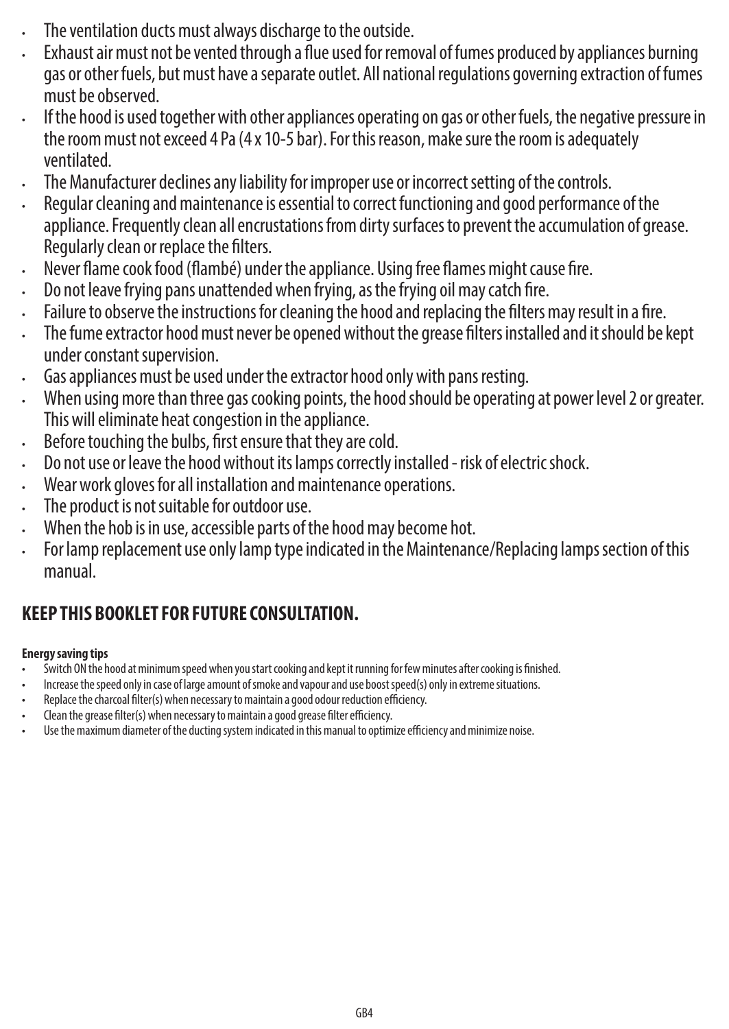- The ventilation ducts must always discharge to the outside.
- Exhaust air must not be vented through a flue used for removal of fumes produced by appliances burning gas or other fuels, but must have a separate outlet. All national regulations governing extraction of fumes must be observed.
- If the hood is used together with other appliances operating on gas or other fuels, the negative pressure in the room must not exceed 4 Pa (4 x 10-5 bar). For this reason, make sure the room is adequately ventilated.
- The Manufacturer declines any liability for improper use or incorrect setting of the controls.
- Regular cleaning and maintenance is essential to correct functioning and good performance of the appliance. Frequently clean all encrustations from dirty surfaces to prevent the accumulation of grease. Regularly clean or replace the filters.
- Never flame cook food (flambé) under the appliance. Using free flames might cause fire.
- Do not leave frying pans unattended when frying, as the frying oil may catch fire.
- Failure to observe the instructions for cleaning the hood and replacing the filters may result in a fire.
- The fume extractor hood must never be opened without the grease filters installed and it should be kept under constant supervision.
- Gas appliances must be used under the extractor hood only with pans resting.
- When using more than three gas cooking points, the hood should be operating at power level 2 or greater. This will eliminate heat congestion in the appliance.
- Before touching the bulbs, first ensure that they are cold.
- Do not use or leave the hood without its lamps correctly installed - risk of electric shock.
- Wear work gloves for all installation and maintenance operations.
- The product is not suitable for outdoor use.
- When the hob is in use, accessible parts of the hood may become hot.
- For lamp replacement use only lamp type indicated in the Maintenance/Replacing lamps section of this manual.

## KEEP THIS BOOKLET FOR FUTURE CONSULTATION.

**Energy saving tips**

- Switch ON the hood at minimum speed when you start cooking and kept it running for few minutes after cooking is finished.
- Increase the speed only in case of large amount of smoke and vapour and use boost speed(s) only in extreme situations.
- Replace the charcoal filter(s) when necessary to maintain a good odour reduction efficiency.
- Clean the grease filter(s) when necessary to maintain a good grease filter efficiency.
- Use the maximum diameter of the ducting system indicated in this manual to optimize efficiency and minimize noise.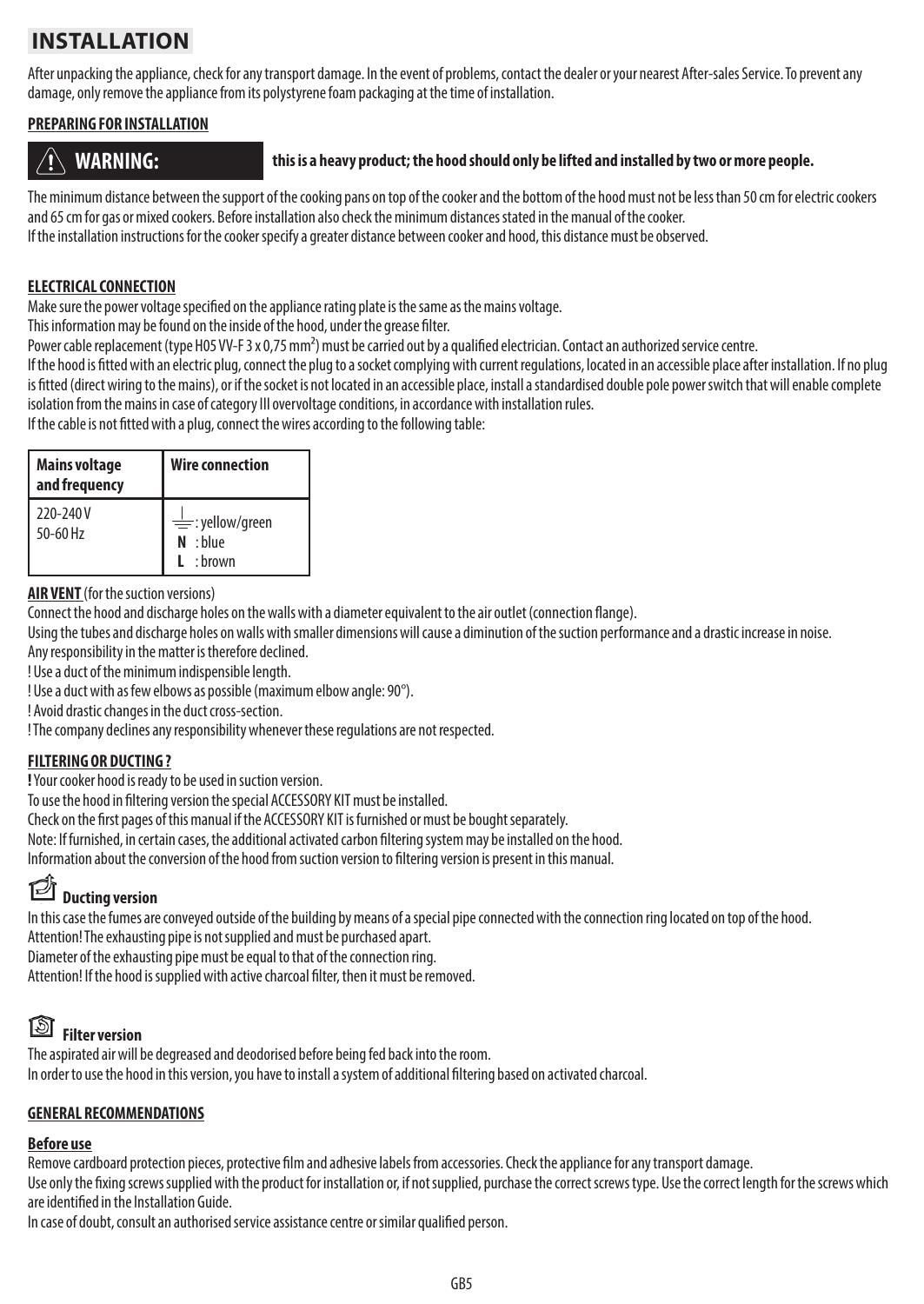# INSTALLATION

After unpacking the appliance, check for any transport damage. In the event of problems, contact the dealer or your nearest After-sales Service. To prevent any damage, only remove the appliance from its polystyrene foam packaging at the time of installation.

**PREPARING FOR INSTALLATION**

**WARNING:** **this is a heavy product; the hood should only be lifted and installed by two or more people.**

The minimum distance between the support of the cooking pans on top of the cooker and the bottom of the hood must not be less than 50 cm for electric cookers and 65 cm for gas or mixed cookers. Before installation also check the minimum distances stated in the manual of the cooker.
If the installation instructions for the cooker specify a greater distance between cooker and hood, this distance must be observed.

**ELECTRICAL CONNECTION**

Make sure the power voltage specified on the appliance rating plate is the same as the mains voltage.
This information may be found on the inside of the hood, under the grease filter.
Power cable replacement (type H05 VV-F 3 x 0,75 mm²) must be carried out by a qualified electrician. Contact an authorized service centre.
If the hood is fitted with an electric plug, connect the plug to a socket complying with current regulations, located in an accessible place after installation. If no plug is fitted (direct wiring to the mains), or if the socket is not located in an accessible place, install a standardised double pole power switch that will enable complete isolation from the mains in case of category III overvoltage conditions, in accordance with installation rules.
If the cable is not fitted with a plug, connect the wires according to the following table:

| Mains voltage and frequency | Wire connection |
|---|---|
| 220-240 V<br>50-60 Hz | ⏚ : yellow/green<br>**N** : blue<br>**L** : brown |

**AIR VENT** (for the suction versions)

Connect the hood and discharge holes on the walls with a diameter equivalent to the air outlet (connection flange).
Using the tubes and discharge holes on walls with smaller dimensions will cause a diminution of the suction performance and a drastic increase in noise.
Any responsibility in the matter is therefore declined.
! Use a duct of the minimum indispensible length.
! Use a duct with as few elbows as possible (maximum elbow angle: 90°).
! Avoid drastic changes in the duct cross-section.
! The company declines any responsibility whenever these regulations are not respected.

**FILTERING OR DUCTING ?**

**!** Your cooker hood is ready to be used in suction version.
To use the hood in filtering version the special ACCESSORY KIT must be installed.
Check on the first pages of this manual if the ACCESSORY KIT is furnished or must be bought separately.
Note: If furnished, in certain cases, the additional activated carbon filtering system may be installed on the hood.
Information about the conversion of the hood from suction version to filtering version is present in this manual.

**Ducting version**

In this case the fumes are conveyed outside of the building by means of a special pipe connected with the connection ring located on top of the hood.
Attention! The exhausting pipe is not supplied and must be purchased apart.
Diameter of the exhausting pipe must be equal to that of the connection ring.
Attention! If the hood is supplied with active charcoal filter, then it must be removed.

**Filter version**

The aspirated air will be degreased and deodorised before being fed back into the room.
In order to use the hood in this version, you have to install a system of additional filtering based on activated charcoal.

**GENERAL RECOMMENDATIONS**

**Before use**

Remove cardboard protection pieces, protective film and adhesive labels from accessories. Check the appliance for any transport damage.
Use only the fixing screws supplied with the product for installation or, if not supplied, purchase the correct screws type. Use the correct length for the screws which are identified in the Installation Guide.
In case of doubt, consult an authorised service assistance centre or similar qualified person.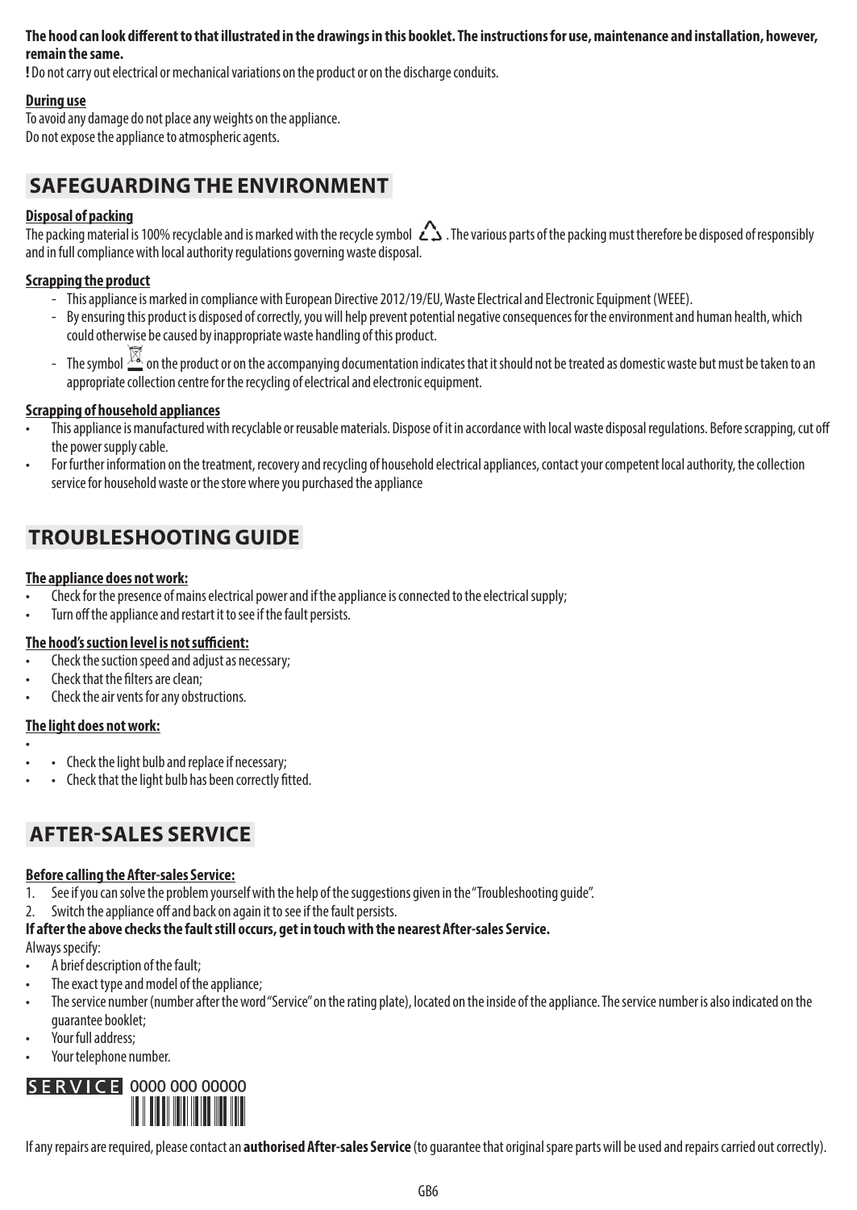**The hood can look different to that illustrated in the drawings in this booklet. The instructions for use, maintenance and installation, however, remain the same.**

**!** Do not carry out electrical or mechanical variations on the product or on the discharge conduits.

**During use**

To avoid any damage do not place any weights on the appliance.
Do not expose the appliance to atmospheric agents.

## SAFEGUARDING THE ENVIRONMENT

**Disposal of packing**

The packing material is 100% recyclable and is marked with the recycle symbol ♲. The various parts of the packing must therefore be disposed of responsibly and in full compliance with local authority regulations governing waste disposal.

**Scrapping the product**

- This appliance is marked in compliance with European Directive 2012/19/EU, Waste Electrical and Electronic Equipment (WEEE).
- By ensuring this product is disposed of correctly, you will help prevent potential negative consequences for the environment and human health, which could otherwise be caused by inappropriate waste handling of this product.
- The symbol on the product or on the accompanying documentation indicates that it should not be treated as domestic waste but must be taken to an appropriate collection centre for the recycling of electrical and electronic equipment.

**Scrapping of household appliances**

- This appliance is manufactured with recyclable or reusable materials. Dispose of it in accordance with local waste disposal regulations. Before scrapping, cut off the power supply cable.
- For further information on the treatment, recovery and recycling of household electrical appliances, contact your competent local authority, the collection service for household waste or the store where you purchased the appliance

## TROUBLESHOOTING GUIDE

**The appliance does not work:**

- Check for the presence of mains electrical power and if the appliance is connected to the electrical supply;
- Turn off the appliance and restart it to see if the fault persists.

**The hood's suction level is not sufficient:**

- Check the suction speed and adjust as necessary;
- Check that the filters are clean;
- Check the air vents for any obstructions.

**The light does not work:**

- Check the light bulb and replace if necessary;
- Check that the light bulb has been correctly fitted.

## AFTER-SALES SERVICE

**Before calling the After-sales Service:**

1. See if you can solve the problem yourself with the help of the suggestions given in the "Troubleshooting guide".
2. Switch the appliance off and back on again it to see if the fault persists.

**If after the above checks the fault still occurs, get in touch with the nearest After-sales Service.**

Always specify:

- A brief description of the fault;
- The exact type and model of the appliance;
- The service number (number after the word "Service" on the rating plate), located on the inside of the appliance. The service number is also indicated on the guarantee booklet;
- Your full address;
- Your telephone number.

SERVICE 0000 000 00000

If any repairs are required, please contact an **authorised After-sales Service** (to guarantee that original spare parts will be used and repairs carried out correctly).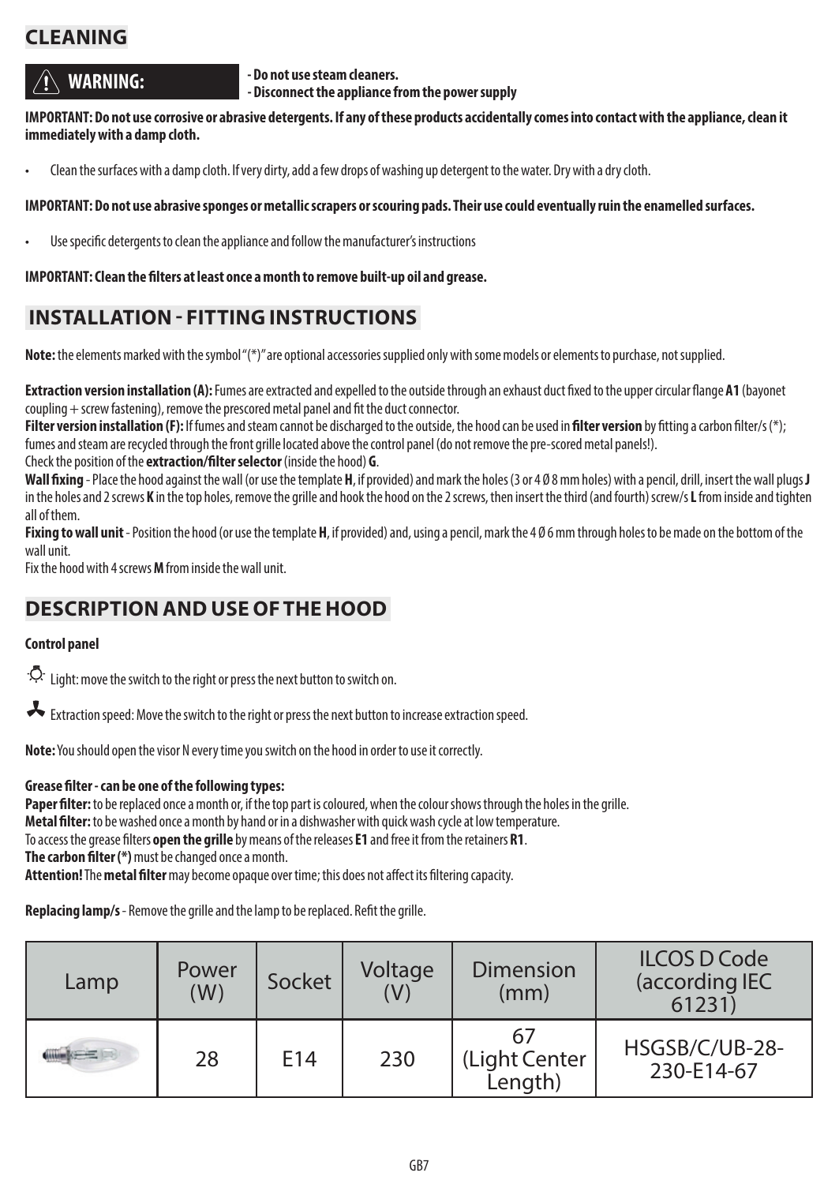## CLEANING

**⚠ WARNING:**

**- Do not use steam cleaners.**
**- Disconnect the appliance from the power supply**

**IMPORTANT: Do not use corrosive or abrasive detergents. If any of these products accidentally comes into contact with the appliance, clean it immediately with a damp cloth.**

- Clean the surfaces with a damp cloth. If very dirty, add a few drops of washing up detergent to the water. Dry with a dry cloth.

**IMPORTANT: Do not use abrasive sponges or metallic scrapers or scouring pads. Their use could eventually ruin the enamelled surfaces.**

- Use specific detergents to clean the appliance and follow the manufacturer's instructions

**IMPORTANT: Clean the filters at least once a month to remove built-up oil and grease.**

## INSTALLATION - FITTING INSTRUCTIONS

**Note:** the elements marked with the symbol "(*)" are optional accessories supplied only with some models or elements to purchase, not supplied.

**Extraction version installation (A):** Fumes are extracted and expelled to the outside through an exhaust duct fixed to the upper circular flange **A1** (bayonet coupling + screw fastening), remove the prescored metal panel and fit the duct connector.
**Filter version installation (F):** If fumes and steam cannot be discharged to the outside, the hood can be used in **filter version** by fitting a carbon filter/s (*); fumes and steam are recycled through the front grille located above the control panel (do not remove the pre-scored metal panels!).
Check the position of the **extraction/filter selector** (inside the hood) **G**.
**Wall fixing** - Place the hood against the wall (or use the template **H**, if provided) and mark the holes (3 or 4 Ø 8 mm holes) with a pencil, drill, insert the wall plugs **J** in the holes and 2 screws **K** in the top holes, remove the grille and hook the hood on the 2 screws, then insert the third (and fourth) screw/s **L** from inside and tighten all of them.
**Fixing to wall unit** - Position the hood (or use the template **H**, if provided) and, using a pencil, mark the 4 Ø 6 mm through holes to be made on the bottom of the wall unit.
Fix the hood with 4 screws **M** from inside the wall unit.

## DESCRIPTION AND USE OF THE HOOD

**Control panel**

Light: move the switch to the right or press the next button to switch on.

Extraction speed: Move the switch to the right or press the next button to increase extraction speed.

**Note:** You should open the visor N every time you switch on the hood in order to use it correctly.

**Grease filter - can be one of the following types:**
**Paper filter:** to be replaced once a month or, if the top part is coloured, when the colour shows through the holes in the grille.
**Metal filter:** to be washed once a month by hand or in a dishwasher with quick wash cycle at low temperature.
To access the grease filters **open the grille** by means of the releases **E1** and free it from the retainers **R1**.
**The carbon filter (*)** must be changed once a month.
**Attention!** The **metal filter** may become opaque over time; this does not affect its filtering capacity.

**Replacing lamp/s** - Remove the grille and the lamp to be replaced. Refit the grille.

| Lamp | Power (W) | Socket | Voltage (V) | Dimension (mm) | ILCOS D Code (according IEC 61231) |
|---|---|---|---|---|---|
| | 28 | E14 | 230 | 67 (Light Center Length) | HSGSB/C/UB-28-230-E14-67 |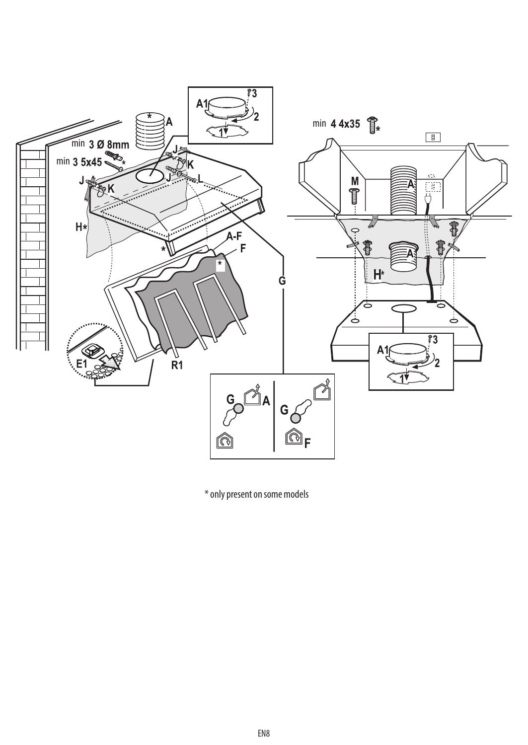* only present on some models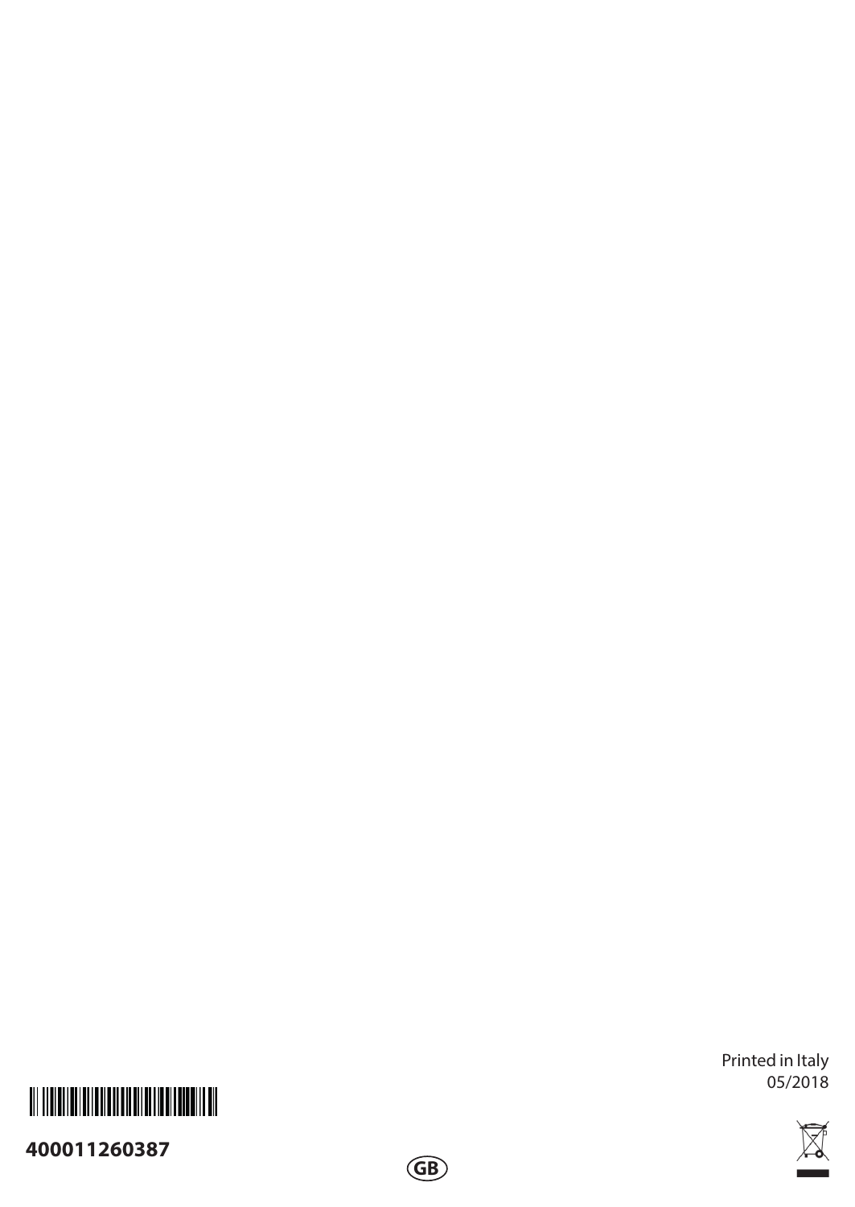Printed in Italy
05/2018

400011260387

GB